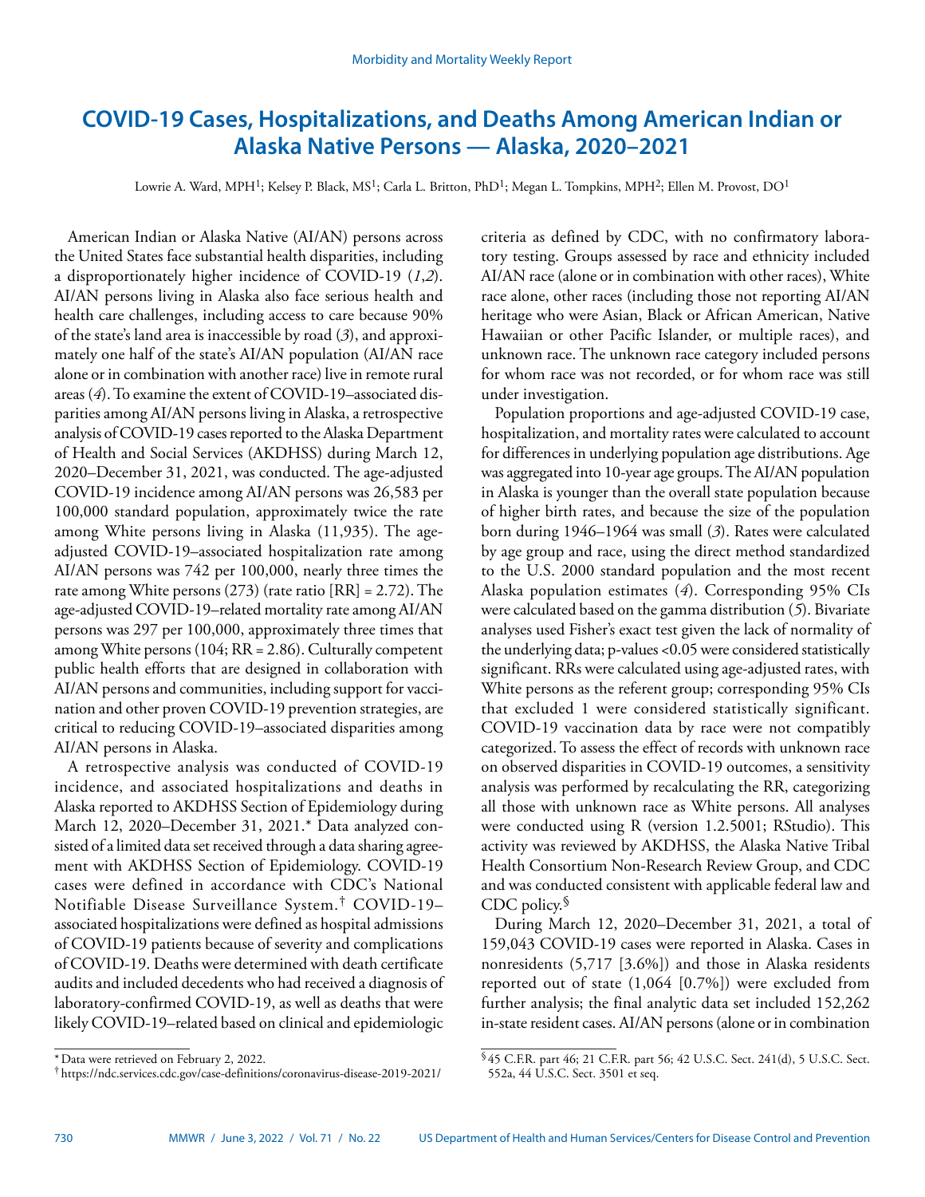# COVID-19 Cases, Hospitalizations, and Deaths Among American Indian or Alaska Native Persons — Alaska, 2020–2021

Lowrie A. Ward, MPH[1]; Kelsey P. Black, MS[1]; Carla L. Britton, PhD[1]; Megan L. Tompkins, MPH[2]; Ellen M. Provost, DO[1]

American Indian or Alaska Native (AI/AN) persons across the United States face substantial health disparities, including a disproportionately higher incidence of COVID-19 (*1*,*2*). AI/AN persons living in Alaska also face serious health and health care challenges, including access to care because 90% of the state's land area is inaccessible by road (*3*), and approximately one half of the state's AI/AN population (AI/AN race alone or in combination with another race) live in remote rural areas (*4*). To examine the extent of COVID-19–associated disparities among AI/AN persons living in Alaska, a retrospective analysis of COVID-19 cases reported to the Alaska Department of Health and Social Services (AKDHSS) during March 12, 2020–December 31, 2021, was conducted. The age-adjusted COVID-19 incidence among AI/AN persons was 26,583 per 100,000 standard population, approximately twice the rate among White persons living in Alaska (11,935). The age-adjusted COVID-19–associated hospitalization rate among AI/AN persons was 742 per 100,000, nearly three times the rate among White persons (273) (rate ratio [RR] = 2.72). The age-adjusted COVID-19–related mortality rate among AI/AN persons was 297 per 100,000, approximately three times that among White persons (104; RR = 2.86). Culturally competent public health efforts that are designed in collaboration with AI/AN persons and communities, including support for vaccination and other proven COVID-19 prevention strategies, are critical to reducing COVID-19–associated disparities among AI/AN persons in Alaska.

A retrospective analysis was conducted of COVID-19 incidence, and associated hospitalizations and deaths in Alaska reported to AKDHSS Section of Epidemiology during March 12, 2020–December 31, 2021.* Data analyzed consisted of a limited data set received through a data sharing agreement with AKDHSS Section of Epidemiology. COVID-19 cases were defined in accordance with CDC's National Notifiable Disease Surveillance System.† COVID-19–associated hospitalizations were defined as hospital admissions of COVID-19 patients because of severity and complications of COVID-19. Deaths were determined with death certificate audits and included decedents who had received a diagnosis of laboratory-confirmed COVID-19, as well as deaths that were likely COVID-19–related based on clinical and epidemiologic criteria as defined by CDC, with no confirmatory laboratory testing. Groups assessed by race and ethnicity included AI/AN race (alone or in combination with other races), White race alone, other races (including those not reporting AI/AN heritage who were Asian, Black or African American, Native Hawaiian or other Pacific Islander, or multiple races), and unknown race. The unknown race category included persons for whom race was not recorded, or for whom race was still under investigation.

Population proportions and age-adjusted COVID-19 case, hospitalization, and mortality rates were calculated to account for differences in underlying population age distributions. Age was aggregated into 10-year age groups. The AI/AN population in Alaska is younger than the overall state population because of higher birth rates, and because the size of the population born during 1946–1964 was small (*3*). Rates were calculated by age group and race, using the direct method standardized to the U.S. 2000 standard population and the most recent Alaska population estimates (*4*). Corresponding 95% CIs were calculated based on the gamma distribution (*5*). Bivariate analyses used Fisher's exact test given the lack of normality of the underlying data; p-values <0.05 were considered statistically significant. RRs were calculated using age-adjusted rates, with White persons as the referent group; corresponding 95% CIs that excluded 1 were considered statistically significant. COVID-19 vaccination data by race were not compatibly categorized. To assess the effect of records with unknown race on observed disparities in COVID-19 outcomes, a sensitivity analysis was performed by recalculating the RR, categorizing all those with unknown race as White persons. All analyses were conducted using R (version 1.2.5001; RStudio). This activity was reviewed by AKDHSS, the Alaska Native Tribal Health Consortium Non-Research Review Group, and CDC and was conducted consistent with applicable federal law and CDC policy.§

During March 12, 2020–December 31, 2021, a total of 159,043 COVID-19 cases were reported in Alaska. Cases in nonresidents (5,717 [3.6%]) and those in Alaska residents reported out of state (1,064 [0.7%]) were excluded from further analysis; the final analytic data set included 152,262 in-state resident cases. AI/AN persons (alone or in combination

* Data were retrieved on February 2, 2022.

† https://ndc.services.cdc.gov/case-definitions/coronavirus-disease-2019-2021/

§ 45 C.F.R. part 46; 21 C.F.R. part 56; 42 U.S.C. Sect. 241(d), 5 U.S.C. Sect. 552a, 44 U.S.C. Sect. 3501 et seq.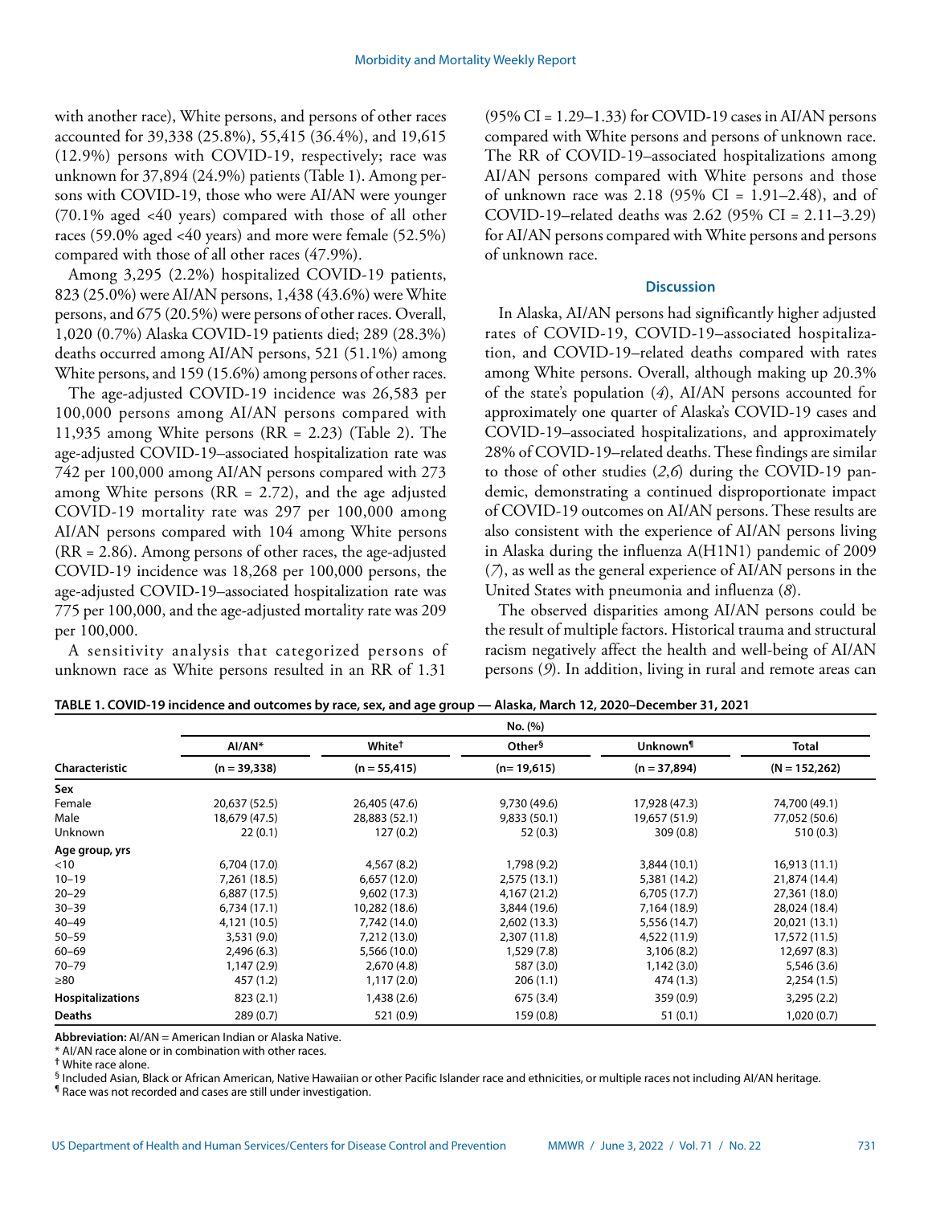with another race), White persons, and persons of other races accounted for 39,338 (25.8%), 55,415 (36.4%), and 19,615 (12.9%) persons with COVID-19, respectively; race was unknown for 37,894 (24.9%) patients (Table 1). Among persons with COVID-19, those who were AI/AN were younger (70.1% aged <40 years) compared with those of all other races (59.0% aged <40 years) and more were female (52.5%) compared with those of all other races (47.9%).

Among 3,295 (2.2%) hospitalized COVID-19 patients, 823 (25.0%) were AI/AN persons, 1,438 (43.6%) were White persons, and 675 (20.5%) were persons of other races. Overall, 1,020 (0.7%) Alaska COVID-19 patients died; 289 (28.3%) deaths occurred among AI/AN persons, 521 (51.1%) among White persons, and 159 (15.6%) among persons of other races.

The age-adjusted COVID-19 incidence was 26,583 per 100,000 persons among AI/AN persons compared with 11,935 among White persons (RR = 2.23) (Table 2). The age-adjusted COVID-19–associated hospitalization rate was 742 per 100,000 among AI/AN persons compared with 273 among White persons (RR = 2.72), and the age adjusted COVID-19 mortality rate was 297 per 100,000 among AI/AN persons compared with 104 among White persons (RR = 2.86). Among persons of other races, the age-adjusted COVID-19 incidence was 18,268 per 100,000 persons, the age-adjusted COVID-19–associated hospitalization rate was 775 per 100,000, and the age-adjusted mortality rate was 209 per 100,000.

A sensitivity analysis that categorized persons of unknown race as White persons resulted in an RR of 1.31 (95% CI = 1.29–1.33) for COVID-19 cases in AI/AN persons compared with White persons and persons of unknown race. The RR of COVID-19–associated hospitalizations among AI/AN persons compared with White persons and those of unknown race was 2.18 (95% CI = 1.91–2.48), and of COVID-19–related deaths was 2.62 (95% CI = 2.11–3.29) for AI/AN persons compared with White persons and persons of unknown race.

## Discussion

In Alaska, AI/AN persons had significantly higher adjusted rates of COVID-19, COVID-19–associated hospitalization, and COVID-19–related deaths compared with rates among White persons. Overall, although making up 20.3% of the state's population (*4*), AI/AN persons accounted for approximately one quarter of Alaska's COVID-19 cases and COVID-19–associated hospitalizations, and approximately 28% of COVID-19–related deaths. These findings are similar to those of other studies (*2*,*6*) during the COVID-19 pandemic, demonstrating a continued disproportionate impact of COVID-19 outcomes on AI/AN persons. These results are also consistent with the experience of AI/AN persons living in Alaska during the influenza A(H1N1) pandemic of 2009 (*7*), as well as the general experience of AI/AN persons in the United States with pneumonia and influenza (*8*).

The observed disparities among AI/AN persons could be the result of multiple factors. Historical trauma and structural racism negatively affect the health and well-being of AI/AN persons (*9*). In addition, living in rural and remote areas can

**TABLE 1. COVID-19 incidence and outcomes by race, sex, and age group — Alaska, March 12, 2020–December 31, 2021**

| | No. (%) | | | | |
|---|---|---|---|---|---|
| | AI/AN* | White† | Other§ | Unknown¶ | Total |
| **Characteristic** | (n = 39,338) | (n = 55,415) | (n= 19,615) | (n = 37,894) | (N = 152,262) |
| **Sex** | | | | | |
| Female | 20,637 (52.5) | 26,405 (47.6) | 9,730 (49.6) | 17,928 (47.3) | 74,700 (49.1) |
| Male | 18,679 (47.5) | 28,883 (52.1) | 9,833 (50.1) | 19,657 (51.9) | 77,052 (50.6) |
| Unknown | 22 (0.1) | 127 (0.2) | 52 (0.3) | 309 (0.8) | 510 (0.3) |
| **Age group, yrs** | | | | | |
| <10 | 6,704 (17.0) | 4,567 (8.2) | 1,798 (9.2) | 3,844 (10.1) | 16,913 (11.1) |
| 10–19 | 7,261 (18.5) | 6,657 (12.0) | 2,575 (13.1) | 5,381 (14.2) | 21,874 (14.4) |
| 20–29 | 6,887 (17.5) | 9,602 (17.3) | 4,167 (21.2) | 6,705 (17.7) | 27,361 (18.0) |
| 30–39 | 6,734 (17.1) | 10,282 (18.6) | 3,844 (19.6) | 7,164 (18.9) | 28,024 (18.4) |
| 40–49 | 4,121 (10.5) | 7,742 (14.0) | 2,602 (13.3) | 5,556 (14.7) | 20,021 (13.1) |
| 50–59 | 3,531 (9.0) | 7,212 (13.0) | 2,307 (11.8) | 4,522 (11.9) | 17,572 (11.5) |
| 60–69 | 2,496 (6.3) | 5,566 (10.0) | 1,529 (7.8) | 3,106 (8.2) | 12,697 (8.3) |
| 70–79 | 1,147 (2.9) | 2,670 (4.8) | 587 (3.0) | 1,142 (3.0) | 5,546 (3.6) |
| ≥80 | 457 (1.2) | 1,117 (2.0) | 206 (1.1) | 474 (1.3) | 2,254 (1.5) |
| **Hospitalizations** | 823 (2.1) | 1,438 (2.6) | 675 (3.4) | 359 (0.9) | 3,295 (2.2) |
| **Deaths** | 289 (0.7) | 521 (0.9) | 159 (0.8) | 51 (0.1) | 1,020 (0.7) |

**Abbreviation:** AI/AN = American Indian or Alaska Native.
* AI/AN race alone or in combination with other races.
† White race alone.
§ Included Asian, Black or African American, Native Hawaiian or other Pacific Islander race and ethnicities, or multiple races not including AI/AN heritage.
¶ Race was not recorded and cases are still under investigation.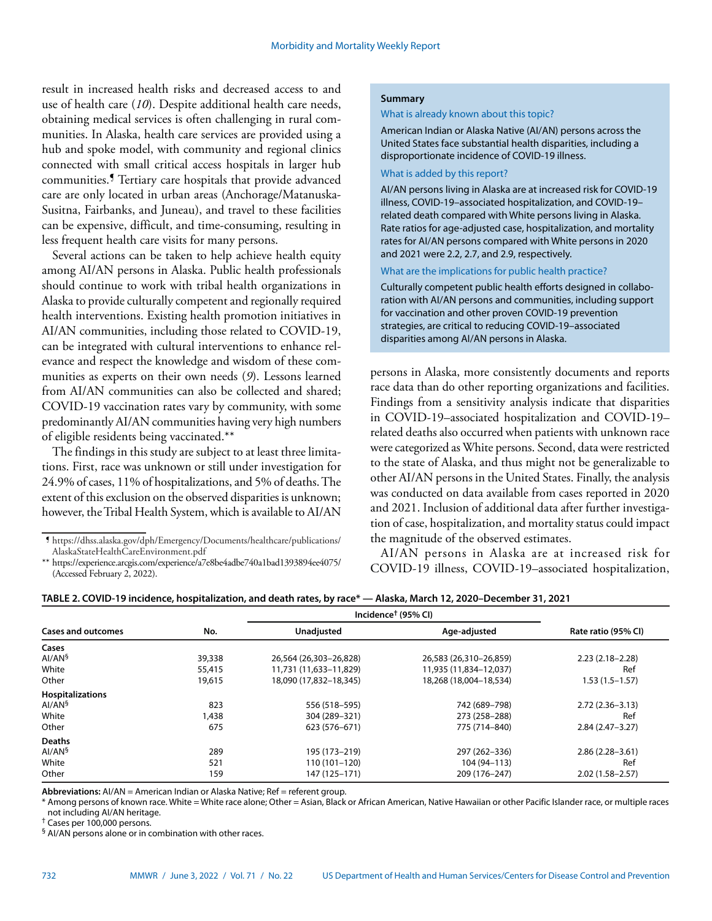result in increased health risks and decreased access to and use of health care (*10*). Despite additional health care needs, obtaining medical services is often challenging in rural communities. In Alaska, health care services are provided using a hub and spoke model, with community and regional clinics connected with small critical access hospitals in larger hub communities.¶ Tertiary care hospitals that provide advanced care are only located in urban areas (Anchorage/Matanuska-Susitna, Fairbanks, and Juneau), and travel to these facilities can be expensive, difficult, and time-consuming, resulting in less frequent health care visits for many persons.

Several actions can be taken to help achieve health equity among AI/AN persons in Alaska. Public health professionals should continue to work with tribal health organizations in Alaska to provide culturally competent and regionally required health interventions. Existing health promotion initiatives in AI/AN communities, including those related to COVID-19, can be integrated with cultural interventions to enhance relevance and respect the knowledge and wisdom of these communities as experts on their own needs (*9*). Lessons learned from AI/AN communities can also be collected and shared; COVID-19 vaccination rates vary by community, with some predominantly AI/AN communities having very high numbers of eligible residents being vaccinated.**

The findings in this study are subject to at least three limitations. First, race was unknown or still under investigation for 24.9% of cases, 11% of hospitalizations, and 5% of deaths. The extent of this exclusion on the observed disparities is unknown; however, the Tribal Health System, which is available to AI/AN persons in Alaska, more consistently documents and reports race data than do other reporting organizations and facilities. Findings from a sensitivity analysis indicate that disparities in COVID-19–associated hospitalization and COVID-19–related deaths also occurred when patients with unknown race were categorized as White persons. Second, data were restricted to the state of Alaska, and thus might not be generalizable to other AI/AN persons in the United States. Finally, the analysis was conducted on data available from cases reported in 2020 and 2021. Inclusion of additional data after further investigation of case, hospitalization, and mortality status could impact the magnitude of the observed estimates.

AI/AN persons in Alaska are at increased risk for COVID-19 illness, COVID-19–associated hospitalization,

**Summary**

What is already known about this topic?

American Indian or Alaska Native (AI/AN) persons across the United States face substantial health disparities, including a disproportionate incidence of COVID-19 illness.

What is added by this report?

AI/AN persons living in Alaska are at increased risk for COVID-19 illness, COVID-19–associated hospitalization, and COVID-19–related death compared with White persons living in Alaska. Rate ratios for age-adjusted case, hospitalization, and mortality rates for AI/AN persons compared with White persons in 2020 and 2021 were 2.2, 2.7, and 2.9, respectively.

What are the implications for public health practice?

Culturally competent public health efforts designed in collaboration with AI/AN persons and communities, including support for vaccination and other proven COVID-19 prevention strategies, are critical to reducing COVID-19–associated disparities among AI/AN persons in Alaska.

¶ https://dhss.alaska.gov/dph/Emergency/Documents/healthcare/publications/AlaskaStateHealthCareEnvironment.pdf

** https://experience.arcgis.com/experience/a7e8be4adbe740a1bad1393894ee4075/ (Accessed February 2, 2022).

**TABLE 2. COVID-19 incidence, hospitalization, and death rates, by race* — Alaska, March 12, 2020–December 31, 2021**

| Cases and outcomes | No. | Incidence† (95% CI) | | Rate ratio (95% CI) |
|---|---|---|---|---|
| | | Unadjusted | Age-adjusted | |
| **Cases** | | | | |
| AI/AN§ | 39,338 | 26,564 (26,303–26,828) | 26,583 (26,310–26,859) | 2.23 (2.18–2.28) |
| White | 55,415 | 11,731 (11,633–11,829) | 11,935 (11,834–12,037) | Ref |
| Other | 19,615 | 18,090 (17,832–18,345) | 18,268 (18,004–18,534) | 1.53 (1.5–1.57) |
| **Hospitalizations** | | | | |
| AI/AN§ | 823 | 556 (518–595) | 742 (689–798) | 2.72 (2.36–3.13) |
| White | 1,438 | 304 (289–321) | 273 (258–288) | Ref |
| Other | 675 | 623 (576–671) | 775 (714–840) | 2.84 (2.47–3.27) |
| **Deaths** | | | | |
| AI/AN§ | 289 | 195 (173–219) | 297 (262–336) | 2.86 (2.28–3.61) |
| White | 521 | 110 (101–120) | 104 (94–113) | Ref |
| Other | 159 | 147 (125–171) | 209 (176–247) | 2.02 (1.58–2.57) |

**Abbreviations:** AI/AN = American Indian or Alaska Native; Ref = referent group.

* Among persons of known race. White = White race alone; Other = Asian, Black or African American, Native Hawaiian or other Pacific Islander race, or multiple races not including AI/AN heritage.

† Cases per 100,000 persons.

§ AI/AN persons alone or in combination with other races.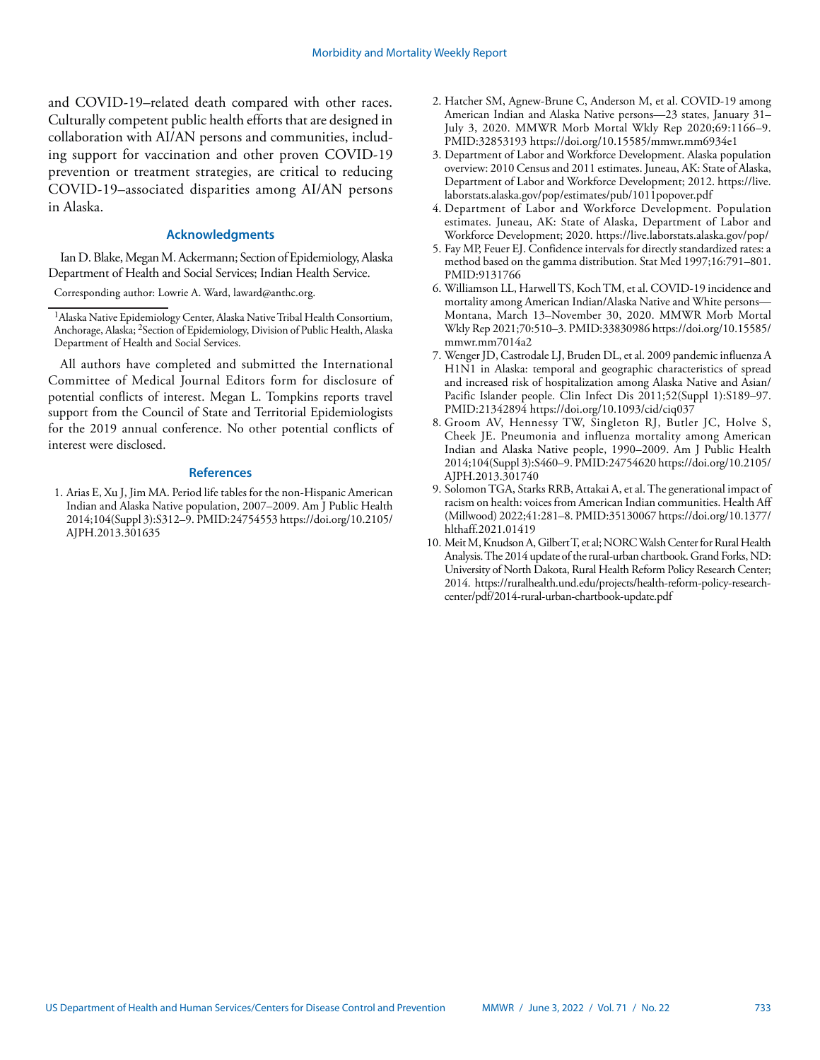and COVID-19–related death compared with other races. Culturally competent public health efforts that are designed in collaboration with AI/AN persons and communities, including support for vaccination and other proven COVID-19 prevention or treatment strategies, are critical to reducing COVID-19–associated disparities among AI/AN persons in Alaska.

## Acknowledgments

Ian D. Blake, Megan M. Ackermann; Section of Epidemiology, Alaska Department of Health and Social Services; Indian Health Service.

Corresponding author: Lowrie A. Ward, laward@anthc.org.

[1]Alaska Native Epidemiology Center, Alaska Native Tribal Health Consortium, Anchorage, Alaska; [2]Section of Epidemiology, Division of Public Health, Alaska Department of Health and Social Services.

All authors have completed and submitted the International Committee of Medical Journal Editors form for disclosure of potential conflicts of interest. Megan L. Tompkins reports travel support from the Council of State and Territorial Epidemiologists for the 2019 annual conference. No other potential conflicts of interest were disclosed.

## References

1. Arias E, Xu J, Jim MA. Period life tables for the non-Hispanic American Indian and Alaska Native population, 2007–2009. Am J Public Health 2014;104(Suppl 3):S312–9. PMID:24754553 https://doi.org/10.2105/AJPH.2013.301635
2. Hatcher SM, Agnew-Brune C, Anderson M, et al. COVID-19 among American Indian and Alaska Native persons—23 states, January 31–July 3, 2020. MMWR Morb Mortal Wkly Rep 2020;69:1166–9. PMID:32853193 https://doi.org/10.15585/mmwr.mm6934e1
3. Department of Labor and Workforce Development. Alaska population overview: 2010 Census and 2011 estimates. Juneau, AK: State of Alaska, Department of Labor and Workforce Development; 2012. https://live.laborstats.alaska.gov/pop/estimates/pub/1011popover.pdf
4. Department of Labor and Workforce Development. Population estimates. Juneau, AK: State of Alaska, Department of Labor and Workforce Development; 2020. https://live.laborstats.alaska.gov/pop/
5. Fay MP, Feuer EJ. Confidence intervals for directly standardized rates: a method based on the gamma distribution. Stat Med 1997;16:791–801. PMID:9131766
6. Williamson LL, Harwell TS, Koch TM, et al. COVID-19 incidence and mortality among American Indian/Alaska Native and White persons—Montana, March 13–November 30, 2020. MMWR Morb Mortal Wkly Rep 2021;70:510–3. PMID:33830986 https://doi.org/10.15585/mmwr.mm7014a2
7. Wenger JD, Castrodale LJ, Bruden DL, et al. 2009 pandemic influenza A H1N1 in Alaska: temporal and geographic characteristics of spread and increased risk of hospitalization among Alaska Native and Asian/Pacific Islander people. Clin Infect Dis 2011;52(Suppl 1):S189–97. PMID:21342894 https://doi.org/10.1093/cid/ciq037
8. Groom AV, Hennessy TW, Singleton RJ, Butler JC, Holve S, Cheek JE. Pneumonia and influenza mortality among American Indian and Alaska Native people, 1990–2009. Am J Public Health 2014;104(Suppl 3):S460–9. PMID:24754620 https://doi.org/10.2105/AJPH.2013.301740
9. Solomon TGA, Starks RRB, Attakai A, et al. The generational impact of racism on health: voices from American Indian communities. Health Aff (Millwood) 2022;41:281–8. PMID:35130067 https://doi.org/10.1377/hlthaff.2021.01419
10. Meit M, Knudson A, Gilbert T, et al; NORC Walsh Center for Rural Health Analysis. The 2014 update of the rural-urban chartbook. Grand Forks, ND: University of North Dakota, Rural Health Reform Policy Research Center; 2014. https://ruralhealth.und.edu/projects/health-reform-policy-research-center/pdf/2014-rural-urban-chartbook-update.pdf